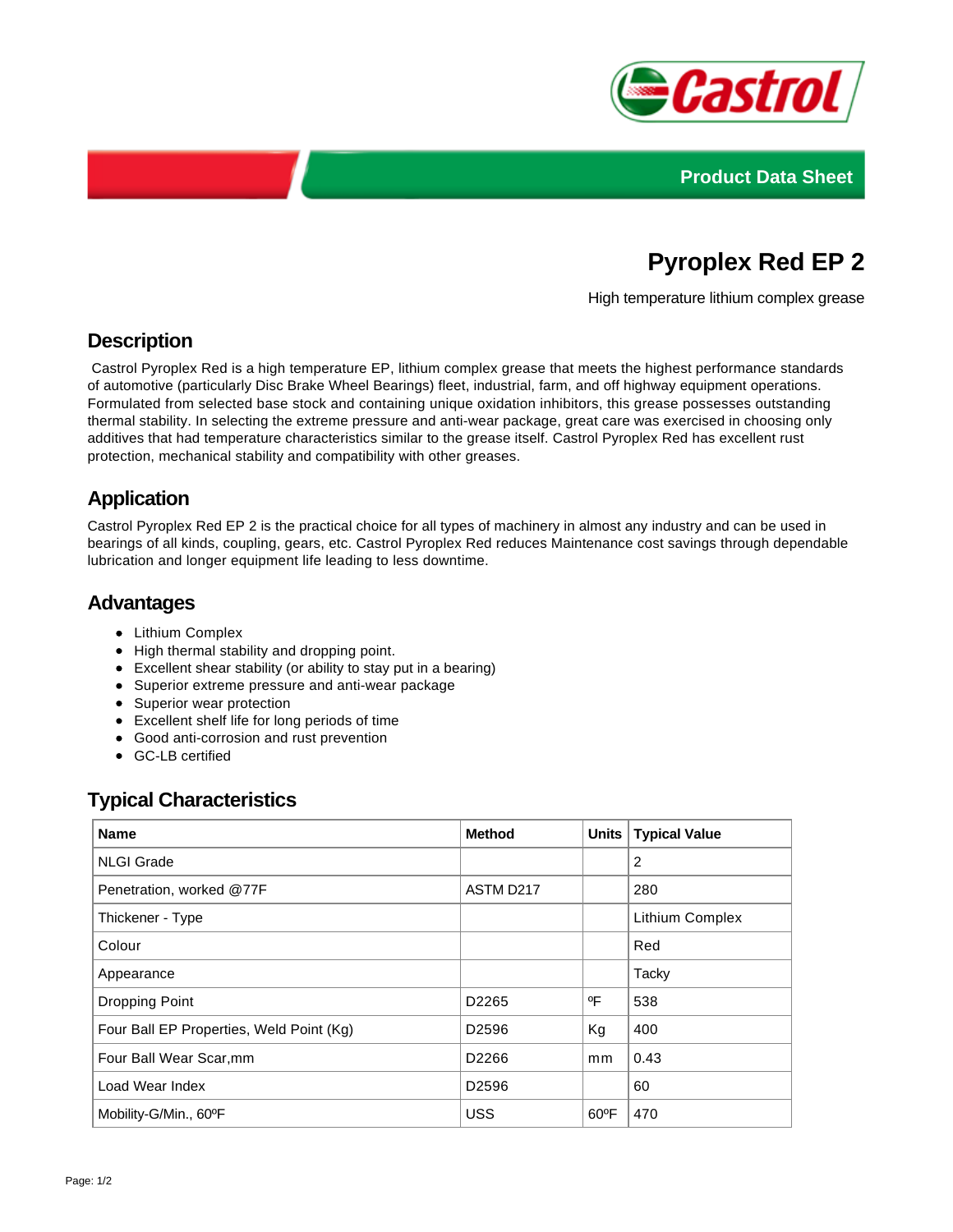Product Data Sheet

# Pyroplex Red EP 2

High temperature lithium complex grease

## Description

Castrol Pyroplex Red is a high temperature EP, lithium complex grease that meets the highest performance standards of automotive (particularly Disc Brake Wheel Bearings) fleet, industrial, farm, and off highway equipment operations. Formulated from selected base stock and containing unique oxidation inhibitors, this grease possesses outstanding thermal stability. In selecting the extreme pressure and anti-wear package, great care was exercised in choosing only additives that had temperature characteristics similar to the grease itself. Castrol Pyroplex Red has excellent rust protection, mechanical stability and compatibility with other greases.

## Application

Castrol Pyroplex Red EP 2 is the practical choice for all types of machinery in almost any industry and can be used in bearings of all kinds, coupling, gears, etc. Castrol Pyroplex Red reduces Maintenance cost savings through dependable lubrication and longer equipment life leading to less downtime.

## Advantages

- Lithium Complex
- High thermal stability and dropping point.
- Excellent shear stability (or ability to stay put in a bearing)
- Superior extreme pressure and anti-wear package
- Superior wear protection
- Excellent shelf life for long periods of time
- Good anti-corrosion and rust prevention
- GC-LB certified

## Typical Characteristics

| Name | Method | Units | Typical Value |
|---|---|---|---|
| NLGI Grade | | | 2 |
| Penetration, worked @77F | ASTM D217 | | 280 |
| Thickener - Type | | | Lithium Complex |
| Colour | | | Red |
| Appearance | | | Tacky |
| Dropping Point | D2265 | ºF | 538 |
| Four Ball EP Properties, Weld Point (Kg) | D2596 | Kg | 400 |
| Four Ball Wear Scar,mm | D2266 | mm | 0.43 |
| Load Wear Index | D2596 | | 60 |
| Mobility-G/Min., 60ºF | USS | 60ºF | 470 |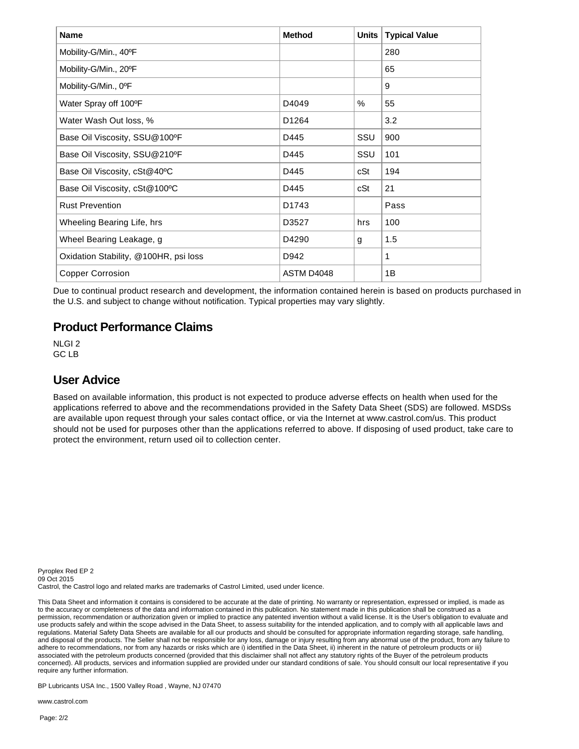| Name | Method | Units | Typical Value |
|---|---|---|---|
| Mobility-G/Min., 40ºF | | | 280 |
| Mobility-G/Min., 20ºF | | | 65 |
| Mobility-G/Min., 0ºF | | | 9 |
| Water Spray off 100ºF | D4049 | % | 55 |
| Water Wash Out loss, % | D1264 | | 3.2 |
| Base Oil Viscosity, SSU@100ºF | D445 | SSU | 900 |
| Base Oil Viscosity, SSU@210ºF | D445 | SSU | 101 |
| Base Oil Viscosity, cSt@40ºC | D445 | cSt | 194 |
| Base Oil Viscosity, cSt@100ºC | D445 | cSt | 21 |
| Rust Prevention | D1743 | | Pass |
| Wheeling Bearing Life, hrs | D3527 | hrs | 100 |
| Wheel Bearing Leakage, g | D4290 | g | 1.5 |
| Oxidation Stability, @100HR, psi loss | D942 | | 1 |
| Copper Corrosion | ASTM D4048 | | 1B |

Due to continual product research and development, the information contained herein is based on products purchased in the U.S. and subject to change without notification. Typical properties may vary slightly.

## Product Performance Claims

NLGI 2
GC LB

## User Advice

Based on available information, this product is not expected to produce adverse effects on health when used for the applications referred to above and the recommendations provided in the Safety Data Sheet (SDS) are followed. MSDSs are available upon request through your sales contact office, or via the Internet at www.castrol.com/us. This product should not be used for purposes other than the applications referred to above. If disposing of used product, take care to protect the environment, return used oil to collection center.

Pyroplex Red EP 2
09 Oct 2015
Castrol, the Castrol logo and related marks are trademarks of Castrol Limited, used under licence.

This Data Sheet and information it contains is considered to be accurate at the date of printing. No warranty or representation, expressed or implied, is made as to the accuracy or completeness of the data and information contained in this publication. No statement made in this publication shall be construed as a permission, recommendation or authorization given or implied to practice any patented invention without a valid license. It is the User's obligation to evaluate and use products safely and within the scope advised in the Data Sheet, to assess suitability for the intended application, and to comply with all applicable laws and regulations. Material Safety Data Sheets are available for all our products and should be consulted for appropriate information regarding storage, safe handling, and disposal of the products. The Seller shall not be responsible for any loss, damage or injury resulting from any abnormal use of the product, from any failure to adhere to recommendations, nor from any hazards or risks which are i) identified in the Data Sheet, ii) inherent in the nature of petroleum products or iii) associated with the petroleum products concerned (provided that this disclaimer shall not affect any statutory rights of the Buyer of the petroleum products concerned). All products, services and information supplied are provided under our standard conditions of sale. You should consult our local representative if you require any further information.

BP Lubricants USA Inc., 1500 Valley Road , Wayne, NJ 07470

www.castrol.com